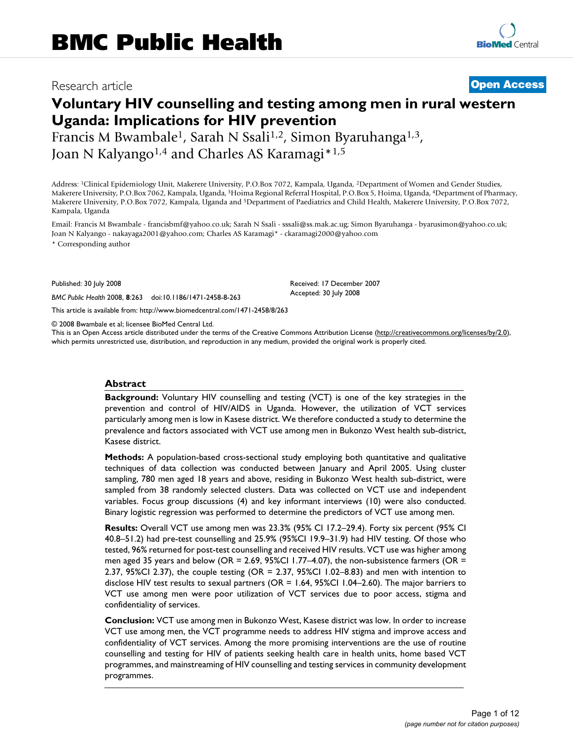BMC Public Health

Research article

**Open Access**

# Voluntary HIV counselling and testing among men in rural western Uganda: Implications for HIV prevention

Francis M Bwambale[1], Sarah N Ssali[1,2], Simon Byaruhanga[1,3], Joan N Kalyango[1,4] and Charles AS Karamagi*[1,5]

Address: [1]Clinical Epidemiology Unit, Makerere University, P.O.Box 7072, Kampala, Uganda, [2]Department of Women and Gender Studies, Makerere University, P.O.Box 7062, Kampala, Uganda, [3]Hoima Regional Referral Hospital, P.O.Box 5, Hoima, Uganda, [4]Department of Pharmacy, Makerere University, P.O.Box 7072, Kampala, Uganda and [5]Department of Paediatrics and Child Health, Makerere University, P.O.Box 7072, Kampala, Uganda

Email: Francis M Bwambale - francisbmf@yahoo.co.uk; Sarah N Ssali - sssali@ss.mak.ac.ug; Simon Byaruhanga - byarusimon@yahoo.co.uk; Joan N Kalyango - nakayaga2001@yahoo.com; Charles AS Karamagi* - ckaramagi2000@yahoo.com

* Corresponding author

Published: 30 July 2008

*BMC Public Health* 2008, **8**:263 doi:10.1186/1471-2458-8-263

Received: 17 December 2007
Accepted: 30 July 2008

This article is available from: http://www.biomedcentral.com/1471-2458/8/263

© 2008 Bwambale et al; licensee BioMed Central Ltd.
This is an Open Access article distributed under the terms of the Creative Commons Attribution License (http://creativecommons.org/licenses/by/2.0), which permits unrestricted use, distribution, and reproduction in any medium, provided the original work is properly cited.

## Abstract

**Background:** Voluntary HIV counselling and testing (VCT) is one of the key strategies in the prevention and control of HIV/AIDS in Uganda. However, the utilization of VCT services particularly among men is low in Kasese district. We therefore conducted a study to determine the prevalence and factors associated with VCT use among men in Bukonzo West health sub-district, Kasese district.

**Methods:** A population-based cross-sectional study employing both quantitative and qualitative techniques of data collection was conducted between January and April 2005. Using cluster sampling, 780 men aged 18 years and above, residing in Bukonzo West health sub-district, were sampled from 38 randomly selected clusters. Data was collected on VCT use and independent variables. Focus group discussions (4) and key informant interviews (10) were also conducted. Binary logistic regression was performed to determine the predictors of VCT use among men.

**Results:** Overall VCT use among men was 23.3% (95% CI 17.2–29.4). Forty six percent (95% CI 40.8–51.2) had pre-test counselling and 25.9% (95%CI 19.9–31.9) had HIV testing. Of those who tested, 96% returned for post-test counselling and received HIV results. VCT use was higher among men aged 35 years and below (OR = 2.69, 95%CI 1.77–4.07), the non-subsistence farmers (OR = 2.37, 95%CI 2.37), the couple testing (OR = 2.37, 95%CI 1.02–8.83) and men with intention to disclose HIV test results to sexual partners (OR = 1.64, 95%CI 1.04–2.60). The major barriers to VCT use among men were poor utilization of VCT services due to poor access, stigma and confidentiality of services.

**Conclusion:** VCT use among men in Bukonzo West, Kasese district was low. In order to increase VCT use among men, the VCT programme needs to address HIV stigma and improve access and confidentiality of VCT services. Among the more promising interventions are the use of routine counselling and testing for HIV of patients seeking health care in health units, home based VCT programmes, and mainstreaming of HIV counselling and testing services in community development programmes.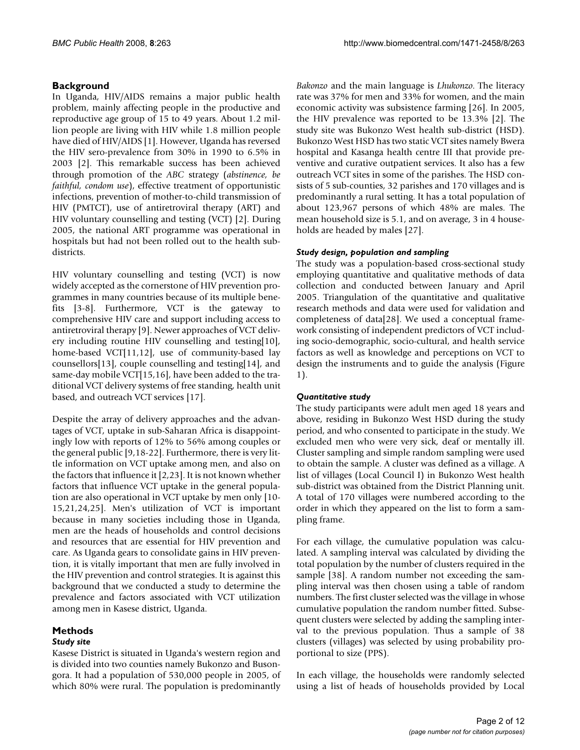## Background

In Uganda, HIV/AIDS remains a major public health problem, mainly affecting people in the productive and reproductive age group of 15 to 49 years. About 1.2 million people are living with HIV while 1.8 million people have died of HIV/AIDS [1]. However, Uganda has reversed the HIV sero-prevalence from 30% in 1990 to 6.5% in 2003 [2]. This remarkable success has been achieved through promotion of the *ABC* strategy (*abstinence, be faithful, condom use*), effective treatment of opportunistic infections, prevention of mother-to-child transmission of HIV (PMTCT), use of antiretroviral therapy (ART) and HIV voluntary counselling and testing (VCT) [2]. During 2005, the national ART programme was operational in hospitals but had not been rolled out to the health sub-districts.

HIV voluntary counselling and testing (VCT) is now widely accepted as the cornerstone of HIV prevention programmes in many countries because of its multiple benefits [3-8]. Furthermore, VCT is the gateway to comprehensive HIV care and support including access to antiretroviral therapy [9]. Newer approaches of VCT delivery including routine HIV counselling and testing[10], home-based VCT[11,12], use of community-based lay counsellors[13], couple counselling and testing[14], and same-day mobile VCT[15,16], have been added to the traditional VCT delivery systems of free standing, health unit based, and outreach VCT services [17].

Despite the array of delivery approaches and the advantages of VCT, uptake in sub-Saharan Africa is disappointingly low with reports of 12% to 56% among couples or the general public [9,18-22]. Furthermore, there is very little information on VCT uptake among men, and also on the factors that influence it [2,23]. It is not known whether factors that influence VCT uptake in the general population are also operational in VCT uptake by men only [10-15,21,24,25]. Men's utilization of VCT is important because in many societies including those in Uganda, men are the heads of households and control decisions and resources that are essential for HIV prevention and care. As Uganda gears to consolidate gains in HIV prevention, it is vitally important that men are fully involved in the HIV prevention and control strategies. It is against this background that we conducted a study to determine the prevalence and factors associated with VCT utilization among men in Kasese district, Uganda.

## Methods

### Study site

Kasese District is situated in Uganda's western region and is divided into two counties namely Bukonzo and Busongora. It had a population of 530,000 people in 2005, of which 80% were rural. The population is predominantly *Bakonzo* and the main language is *Lhukonzo*. The literacy rate was 37% for men and 33% for women, and the main economic activity was subsistence farming [26]. In 2005, the HIV prevalence was reported to be 13.3% [2]. The study site was Bukonzo West health sub-district (HSD). Bukonzo West HSD has two static VCT sites namely Bwera hospital and Kasanga health centre III that provide preventive and curative outpatient services. It also has a few outreach VCT sites in some of the parishes. The HSD consists of 5 sub-counties, 32 parishes and 170 villages and is predominantly a rural setting. It has a total population of about 123,967 persons of which 48% are males. The mean household size is 5.1, and on average, 3 in 4 households are headed by males [27].

### Study design, population and sampling

The study was a population-based cross-sectional study employing quantitative and qualitative methods of data collection and conducted between January and April 2005. Triangulation of the quantitative and qualitative research methods and data were used for validation and completeness of data[28]. We used a conceptual framework consisting of independent predictors of VCT including socio-demographic, socio-cultural, and health service factors as well as knowledge and perceptions on VCT to design the instruments and to guide the analysis (Figure 1).

### Quantitative study

The study participants were adult men aged 18 years and above, residing in Bukonzo West HSD during the study period, and who consented to participate in the study. We excluded men who were very sick, deaf or mentally ill. Cluster sampling and simple random sampling were used to obtain the sample. A cluster was defined as a village. A list of villages (Local Council I) in Bukonzo West health sub-district was obtained from the District Planning unit. A total of 170 villages were numbered according to the order in which they appeared on the list to form a sampling frame.

For each village, the cumulative population was calculated. A sampling interval was calculated by dividing the total population by the number of clusters required in the sample [38]. A random number not exceeding the sampling interval was then chosen using a table of random numbers. The first cluster selected was the village in whose cumulative population the random number fitted. Subsequent clusters were selected by adding the sampling interval to the previous population. Thus a sample of 38 clusters (villages) was selected by using probability proportional to size (PPS).

In each village, the households were randomly selected using a list of heads of households provided by Local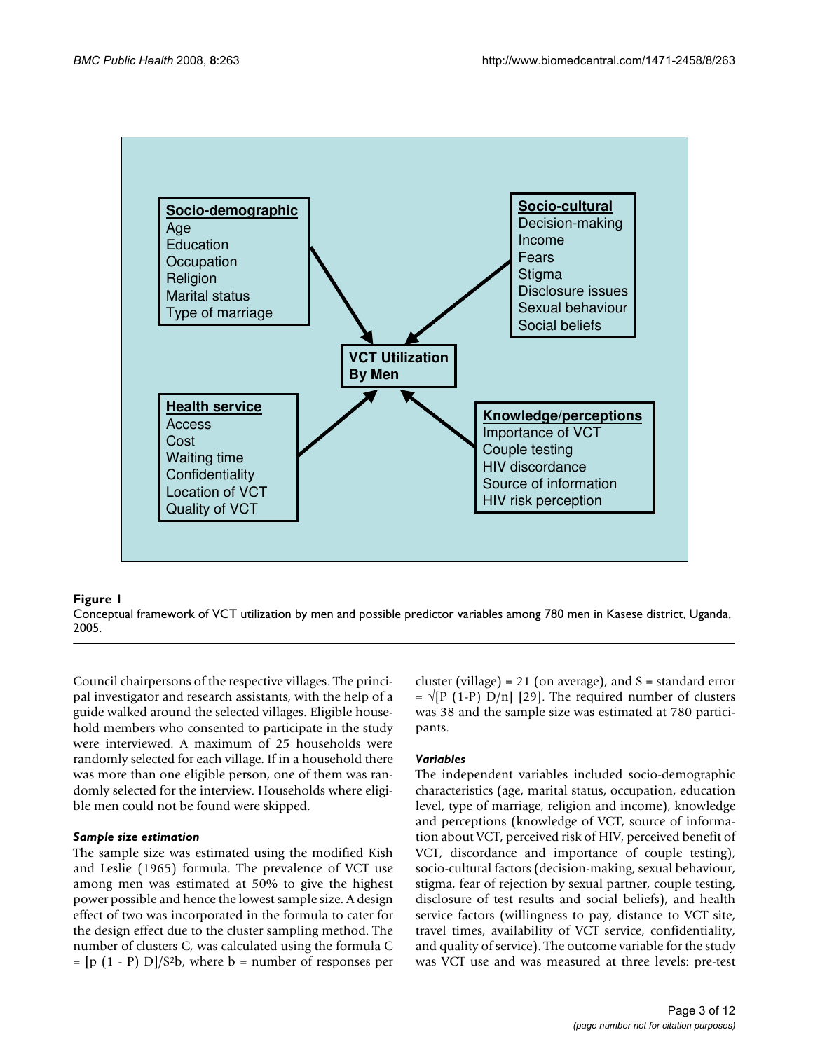**Socio-demographic**
Age
Education
Occupation
Religion
Marital status
Type of marriage

**Socio-cultural**
Decision-making
Income
Fears
Stigma
Disclosure issues
Sexual behaviour
Social beliefs

**VCT Utilization By Men**

**Health service**
Access
Cost
Waiting time
Confidentiality
Location of VCT
Quality of VCT

**Knowledge/perceptions**
Importance of VCT
Couple testing
HIV discordance
Source of information
HIV risk perception

**Figure 1**

Conceptual framework of VCT utilization by men and possible predictor variables among 780 men in Kasese district, Uganda, 2005.

Council chairpersons of the respective villages. The principal investigator and research assistants, with the help of a guide walked around the selected villages. Eligible household members who consented to participate in the study were interviewed. A maximum of 25 households were randomly selected for each village. If in a household there was more than one eligible person, one of them was randomly selected for the interview. Households where eligible men could not be found were skipped.

### *Sample size estimation*

The sample size was estimated using the modified Kish and Leslie (1965) formula. The prevalence of VCT use among men was estimated at 50% to give the highest power possible and hence the lowest sample size. A design effect of two was incorporated in the formula to cater for the design effect due to the cluster sampling method. The number of clusters C, was calculated using the formula $C = [p(1 - P) D]/S^2b$, where b = number of responses per cluster (village) = 21 (on average), and S = standard error = $\sqrt{[P(1\text{-}P) D/n]}$ [29]. The required number of clusters was 38 and the sample size was estimated at 780 participants.

### *Variables*

The independent variables included socio-demographic characteristics (age, marital status, occupation, education level, type of marriage, religion and income), knowledge and perceptions (knowledge of VCT, source of information about VCT, perceived risk of HIV, perceived benefit of VCT, discordance and importance of couple testing), socio-cultural factors (decision-making, sexual behaviour, stigma, fear of rejection by sexual partner, couple testing, disclosure of test results and social beliefs), and health service factors (willingness to pay, distance to VCT site, travel times, availability of VCT service, confidentiality, and quality of service). The outcome variable for the study was VCT use and was measured at three levels: pre-test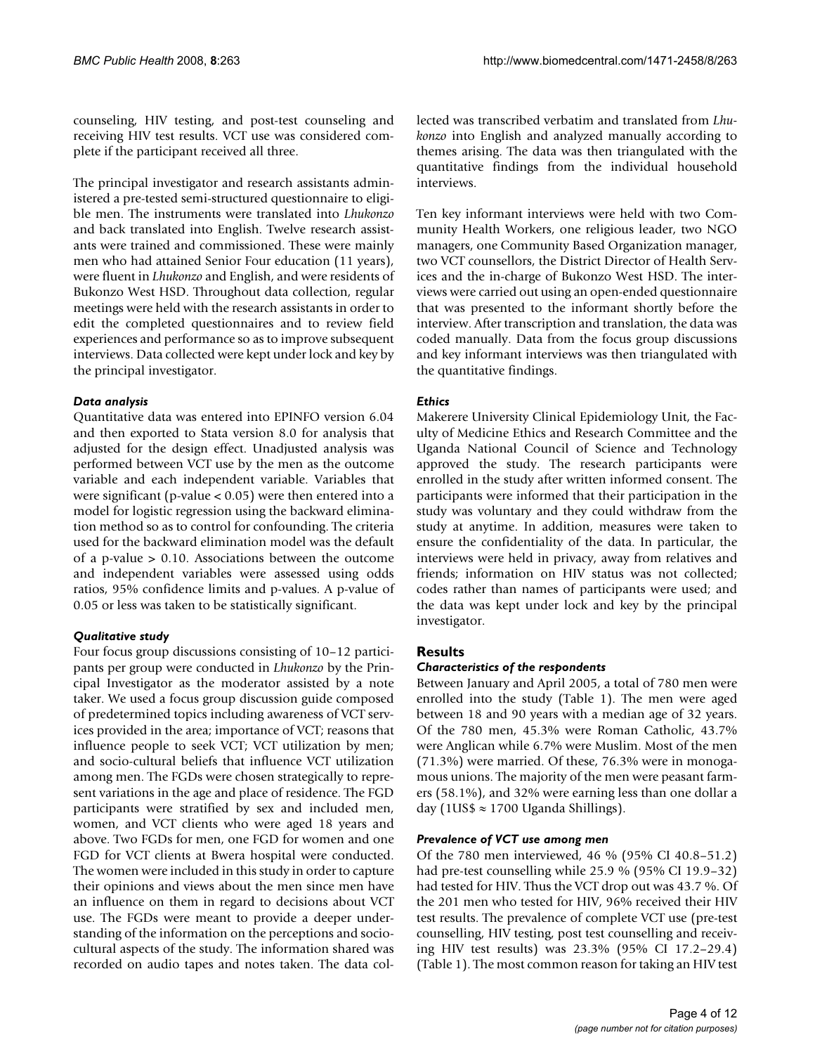counseling, HIV testing, and post-test counseling and receiving HIV test results. VCT use was considered complete if the participant received all three.

The principal investigator and research assistants administered a pre-tested semi-structured questionnaire to eligible men. The instruments were translated into *Lhukonzo* and back translated into English. Twelve research assistants were trained and commissioned. These were mainly men who had attained Senior Four education (11 years), were fluent in *Lhukonzo* and English, and were residents of Bukonzo West HSD. Throughout data collection, regular meetings were held with the research assistants in order to edit the completed questionnaires and to review field experiences and performance so as to improve subsequent interviews. Data collected were kept under lock and key by the principal investigator.

### *Data analysis*

Quantitative data was entered into EPINFO version 6.04 and then exported to Stata version 8.0 for analysis that adjusted for the design effect. Unadjusted analysis was performed between VCT use by the men as the outcome variable and each independent variable. Variables that were significant (p-value $< 0.05$) were then entered into a model for logistic regression using the backward elimination method so as to control for confounding. The criteria used for the backward elimination model was the default of a p-value $> 0.10$. Associations between the outcome and independent variables were assessed using odds ratios, 95% confidence limits and p-values. A p-value of 0.05 or less was taken to be statistically significant.

### *Qualitative study*

Four focus group discussions consisting of 10–12 participants per group were conducted in *Lhukonzo* by the Principal Investigator as the moderator assisted by a note taker. We used a focus group discussion guide composed of predetermined topics including awareness of VCT services provided in the area; importance of VCT; reasons that influence people to seek VCT; VCT utilization by men; and socio-cultural beliefs that influence VCT utilization among men. The FGDs were chosen strategically to represent variations in the age and place of residence. The FGD participants were stratified by sex and included men, women, and VCT clients who were aged 18 years and above. Two FGDs for men, one FGD for women and one FGD for VCT clients at Bwera hospital were conducted. The women were included in this study in order to capture their opinions and views about the men since men have an influence on them in regard to decisions about VCT use. The FGDs were meant to provide a deeper understanding of the information on the perceptions and socio-cultural aspects of the study. The information shared was recorded on audio tapes and notes taken. The data collected was transcribed verbatim and translated from *Lhukonzo* into English and analyzed manually according to themes arising. The data was then triangulated with the quantitative findings from the individual household interviews.

Ten key informant interviews were held with two Community Health Workers, one religious leader, two NGO managers, one Community Based Organization manager, two VCT counsellors, the District Director of Health Services and the in-charge of Bukonzo West HSD. The interviews were carried out using an open-ended questionnaire that was presented to the informant shortly before the interview. After transcription and translation, the data was coded manually. Data from the focus group discussions and key informant interviews was then triangulated with the quantitative findings.

### *Ethics*

Makerere University Clinical Epidemiology Unit, the Faculty of Medicine Ethics and Research Committee and the Uganda National Council of Science and Technology approved the study. The research participants were enrolled in the study after written informed consent. The participants were informed that their participation in the study was voluntary and they could withdraw from the study at anytime. In addition, measures were taken to ensure the confidentiality of the data. In particular, the interviews were held in privacy, away from relatives and friends; information on HIV status was not collected; codes rather than names of participants were used; and the data was kept under lock and key by the principal investigator.

## Results

### *Characteristics of the respondents*

Between January and April 2005, a total of 780 men were enrolled into the study (Table 1). The men were aged between 18 and 90 years with a median age of 32 years. Of the 780 men, 45.3% were Roman Catholic, 43.7% were Anglican while 6.7% were Muslim. Most of the men (71.3%) were married. Of these, 76.3% were in monogamous unions. The majority of the men were peasant farmers (58.1%), and 32% were earning less than one dollar a day (1US$ ≈ 1700 Uganda Shillings).

### *Prevalence of VCT use among men*

Of the 780 men interviewed, 46 % (95% CI 40.8–51.2) had pre-test counselling while 25.9 % (95% CI 19.9–32) had tested for HIV. Thus the VCT drop out was 43.7 %. Of the 201 men who tested for HIV, 96% received their HIV test results. The prevalence of complete VCT use (pre-test counselling, HIV testing, post test counselling and receiving HIV test results) was 23.3% (95% CI 17.2–29.4) (Table 1). The most common reason for taking an HIV test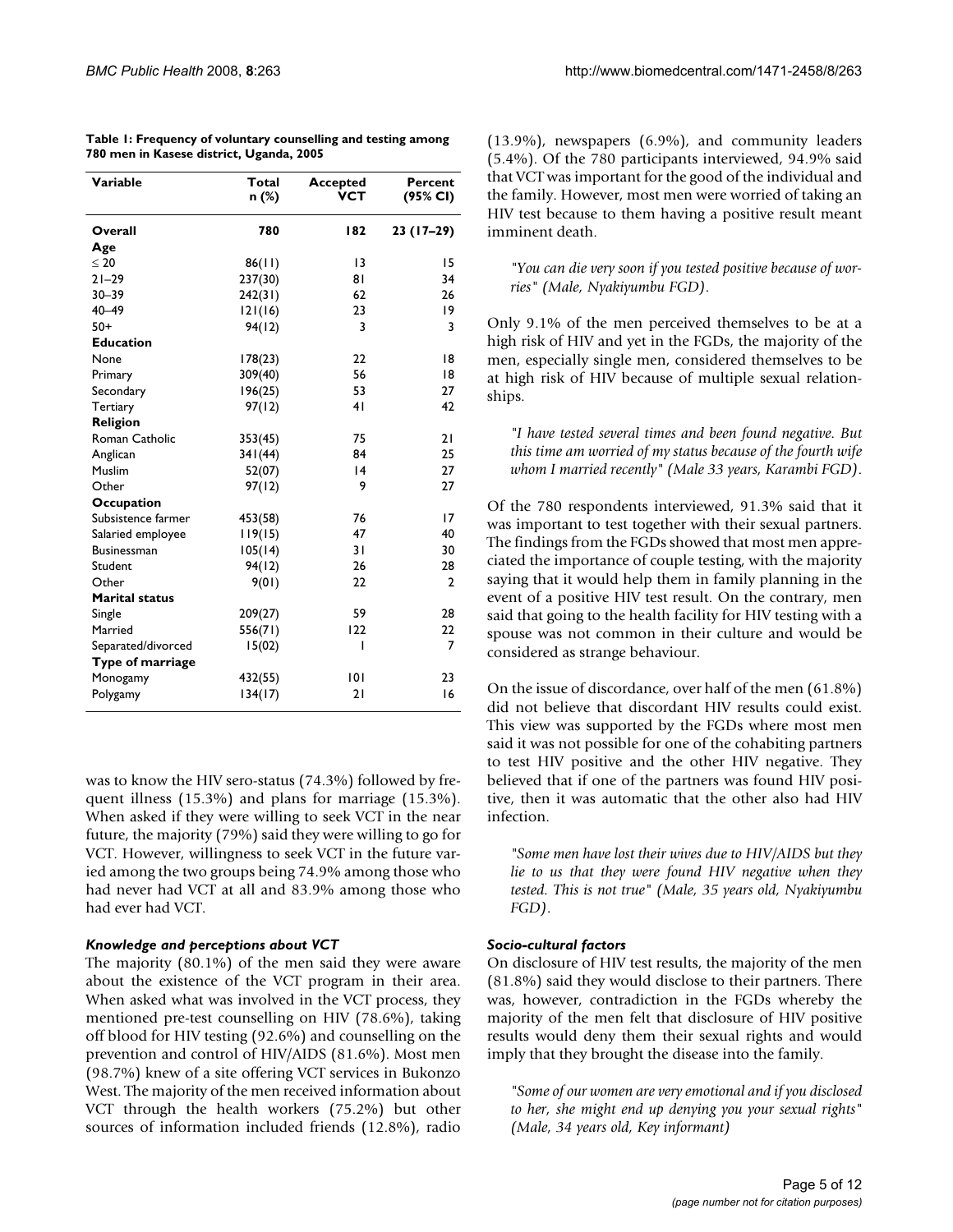**Table 1: Frequency of voluntary counselling and testing among 780 men in Kasese district, Uganda, 2005**

| Variable | Total n (%) | Accepted VCT | Percent (95% CI) |
|---|---|---|---|
| **Overall** | **780** | **182** | **23 (17–29)** |
| **Age** | | | |
| ≤ 20 | 86(11) | 13 | 15 |
| 21–29 | 237(30) | 81 | 34 |
| 30–39 | 242(31) | 62 | 26 |
| 40–49 | 121(16) | 23 | 19 |
| 50+ | 94(12) | 3 | 3 |
| **Education** | | | |
| None | 178(23) | 22 | 18 |
| Primary | 309(40) | 56 | 18 |
| Secondary | 196(25) | 53 | 27 |
| Tertiary | 97(12) | 41 | 42 |
| **Religion** | | | |
| Roman Catholic | 353(45) | 75 | 21 |
| Anglican | 341(44) | 84 | 25 |
| Muslim | 52(07) | 14 | 27 |
| Other | 97(12) | 9 | 27 |
| **Occupation** | | | |
| Subsistence farmer | 453(58) | 76 | 17 |
| Salaried employee | 119(15) | 47 | 40 |
| Businessman | 105(14) | 31 | 30 |
| Student | 94(12) | 26 | 28 |
| Other | 9(01) | 22 | 2 |
| **Marital status** | | | |
| Single | 209(27) | 59 | 28 |
| Married | 556(71) | 122 | 22 |
| Separated/divorced | 15(02) | 1 | 7 |
| **Type of marriage** | | | |
| Monogamy | 432(55) | 101 | 23 |
| Polygamy | 134(17) | 21 | 16 |

was to know the HIV sero-status (74.3%) followed by frequent illness (15.3%) and plans for marriage (15.3%). When asked if they were willing to seek VCT in the near future, the majority (79%) said they were willing to go for VCT. However, willingness to seek VCT in the future varied among the two groups being 74.9% among those who had never had VCT at all and 83.9% among those who had ever had VCT.

### *Knowledge and perceptions about VCT*

The majority (80.1%) of the men said they were aware about the existence of the VCT program in their area. When asked what was involved in the VCT process, they mentioned pre-test counselling on HIV (78.6%), taking off blood for HIV testing (92.6%) and counselling on the prevention and control of HIV/AIDS (81.6%). Most men (98.7%) knew of a site offering VCT services in Bukonzo West. The majority of the men received information about VCT through the health workers (75.2%) but other sources of information included friends (12.8%), radio (13.9%), newspapers (6.9%), and community leaders (5.4%). Of the 780 participants interviewed, 94.9% said that VCT was important for the good of the individual and the family. However, most men were worried of taking an HIV test because to them having a positive result meant imminent death.

> *"You can die very soon if you tested positive because of worries" (Male, Nyakiyumbu FGD).*

Only 9.1% of the men perceived themselves to be at a high risk of HIV and yet in the FGDs, the majority of the men, especially single men, considered themselves to be at high risk of HIV because of multiple sexual relationships.

> *"I have tested several times and been found negative. But this time am worried of my status because of the fourth wife whom I married recently" (Male 33 years, Karambi FGD).*

Of the 780 respondents interviewed, 91.3% said that it was important to test together with their sexual partners. The findings from the FGDs showed that most men appreciated the importance of couple testing, with the majority saying that it would help them in family planning in the event of a positive HIV test result. On the contrary, men said that going to the health facility for HIV testing with a spouse was not common in their culture and would be considered as strange behaviour.

On the issue of discordance, over half of the men (61.8%) did not believe that discordant HIV results could exist. This view was supported by the FGDs where most men said it was not possible for one of the cohabiting partners to test HIV positive and the other HIV negative. They believed that if one of the partners was found HIV positive, then it was automatic that the other also had HIV infection.

> *"Some men have lost their wives due to HIV/AIDS but they lie to us that they were found HIV negative when they tested. This is not true" (Male, 35 years old, Nyakiyumbu FGD).*

### *Socio-cultural factors*

On disclosure of HIV test results, the majority of the men (81.8%) said they would disclose to their partners. There was, however, contradiction in the FGDs whereby the majority of the men felt that disclosure of HIV positive results would deny them their sexual rights and would imply that they brought the disease into the family.

> *"Some of our women are very emotional and if you disclosed to her, she might end up denying you your sexual rights" (Male, 34 years old, Key informant)*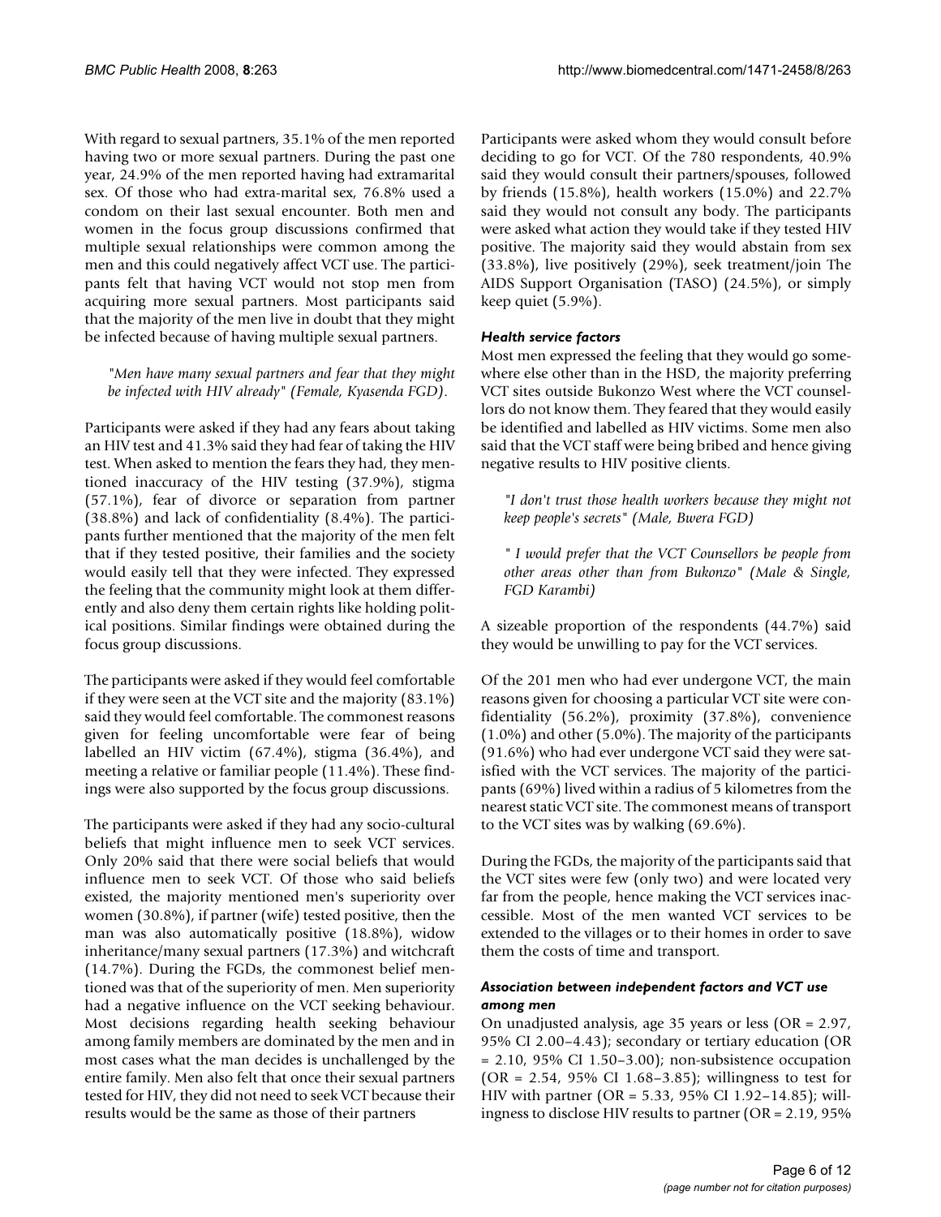With regard to sexual partners, 35.1% of the men reported having two or more sexual partners. During the past one year, 24.9% of the men reported having had extramarital sex. Of those who had extra-marital sex, 76.8% used a condom on their last sexual encounter. Both men and women in the focus group discussions confirmed that multiple sexual relationships were common among the men and this could negatively affect VCT use. The participants felt that having VCT would not stop men from acquiring more sexual partners. Most participants said that the majority of the men live in doubt that they might be infected because of having multiple sexual partners.

*"Men have many sexual partners and fear that they might be infected with HIV already" (Female, Kyasenda FGD)*.

Participants were asked if they had any fears about taking an HIV test and 41.3% said they had fear of taking the HIV test. When asked to mention the fears they had, they mentioned inaccuracy of the HIV testing (37.9%), stigma (57.1%), fear of divorce or separation from partner (38.8%) and lack of confidentiality (8.4%). The participants further mentioned that the majority of the men felt that if they tested positive, their families and the society would easily tell that they were infected. They expressed the feeling that the community might look at them differently and also deny them certain rights like holding political positions. Similar findings were obtained during the focus group discussions.

The participants were asked if they would feel comfortable if they were seen at the VCT site and the majority (83.1%) said they would feel comfortable. The commonest reasons given for feeling uncomfortable were fear of being labelled an HIV victim (67.4%), stigma (36.4%), and meeting a relative or familiar people (11.4%). These findings were also supported by the focus group discussions.

The participants were asked if they had any socio-cultural beliefs that might influence men to seek VCT services. Only 20% said that there were social beliefs that would influence men to seek VCT. Of those who said beliefs existed, the majority mentioned men's superiority over women (30.8%), if partner (wife) tested positive, then the man was also automatically positive (18.8%), widow inheritance/many sexual partners (17.3%) and witchcraft (14.7%). During the FGDs, the commonest belief mentioned was that of the superiority of men. Men superiority had a negative influence on the VCT seeking behaviour. Most decisions regarding health seeking behaviour among family members are dominated by the men and in most cases what the man decides is unchallenged by the entire family. Men also felt that once their sexual partners tested for HIV, they did not need to seek VCT because their results would be the same as those of their partners

Participants were asked whom they would consult before deciding to go for VCT. Of the 780 respondents, 40.9% said they would consult their partners/spouses, followed by friends (15.8%), health workers (15.0%) and 22.7% said they would not consult any body. The participants were asked what action they would take if they tested HIV positive. The majority said they would abstain from sex (33.8%), live positively (29%), seek treatment/join The AIDS Support Organisation (TASO) (24.5%), or simply keep quiet (5.9%).

### *Health service factors*

Most men expressed the feeling that they would go somewhere else other than in the HSD, the majority preferring VCT sites outside Bukonzo West where the VCT counsellors do not know them. They feared that they would easily be identified and labelled as HIV victims. Some men also said that the VCT staff were being bribed and hence giving negative results to HIV positive clients.

*"I don't trust those health workers because they might not keep people's secrets" (Male, Bwera FGD)*

*" I would prefer that the VCT Counsellors be people from other areas other than from Bukonzo" (Male & Single, FGD Karambi)*

A sizeable proportion of the respondents (44.7%) said they would be unwilling to pay for the VCT services.

Of the 201 men who had ever undergone VCT, the main reasons given for choosing a particular VCT site were confidentiality (56.2%), proximity (37.8%), convenience (1.0%) and other (5.0%). The majority of the participants (91.6%) who had ever undergone VCT said they were satisfied with the VCT services. The majority of the participants (69%) lived within a radius of 5 kilometres from the nearest static VCT site. The commonest means of transport to the VCT sites was by walking (69.6%).

During the FGDs, the majority of the participants said that the VCT sites were few (only two) and were located very far from the people, hence making the VCT services inaccessible. Most of the men wanted VCT services to be extended to the villages or to their homes in order to save them the costs of time and transport.

### *Association between independent factors and VCT use among men*

On unadjusted analysis, age 35 years or less (OR = 2.97, 95% CI 2.00–4.43); secondary or tertiary education (OR = 2.10, 95% CI 1.50–3.00); non-subsistence occupation (OR = 2.54, 95% CI 1.68–3.85); willingness to test for HIV with partner (OR = 5.33, 95% CI 1.92–14.85); willingness to disclose HIV results to partner (OR = 2.19, 95%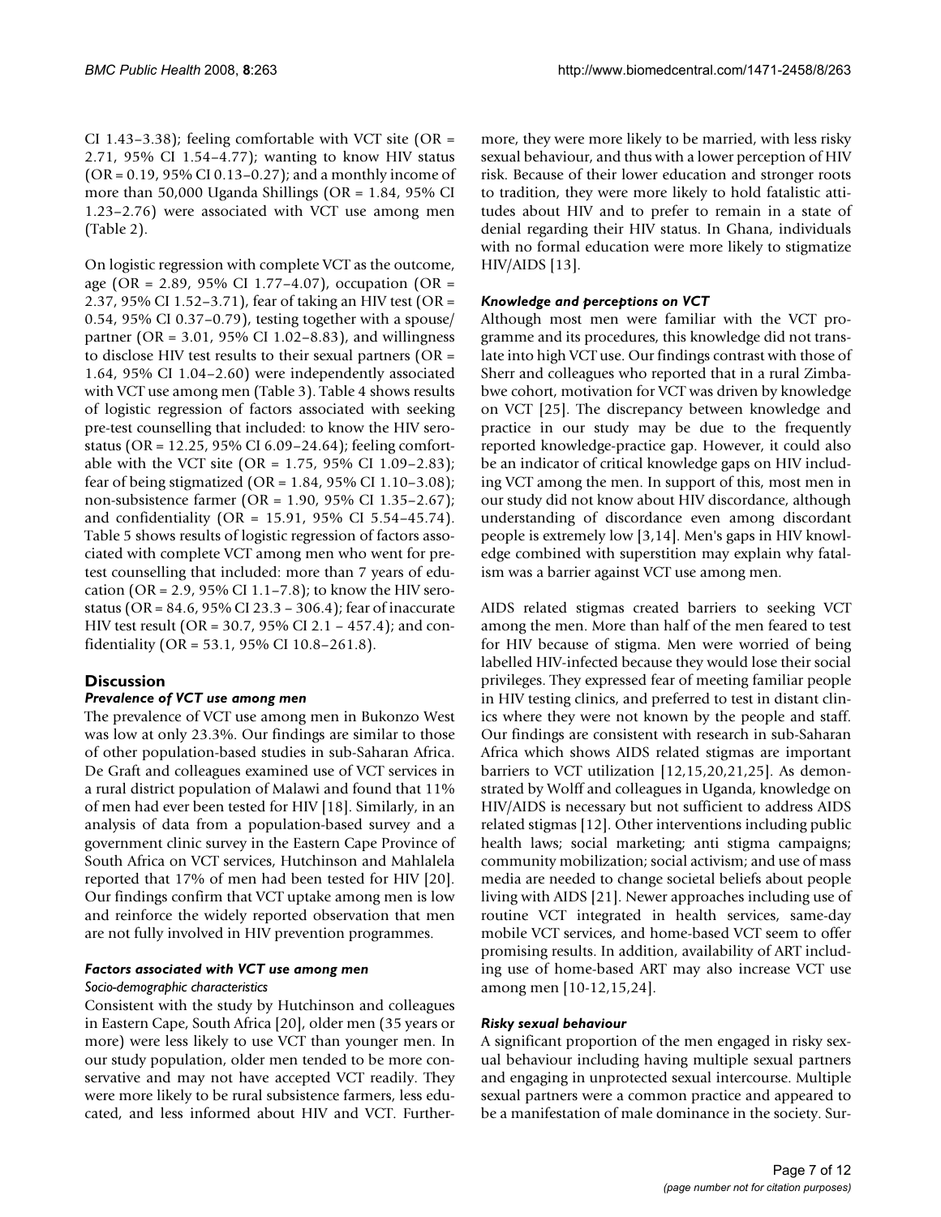CI 1.43–3.38); feeling comfortable with VCT site (OR = 2.71, 95% CI 1.54–4.77); wanting to know HIV status (OR = 0.19, 95% CI 0.13–0.27); and a monthly income of more than 50,000 Uganda Shillings (OR = 1.84, 95% CI 1.23–2.76) were associated with VCT use among men (Table 2).

On logistic regression with complete VCT as the outcome, age (OR = 2.89, 95% CI 1.77–4.07), occupation (OR = 2.37, 95% CI 1.52–3.71), fear of taking an HIV test (OR = 0.54, 95% CI 0.37–0.79), testing together with a spouse/partner (OR = 3.01, 95% CI 1.02–8.83), and willingness to disclose HIV test results to their sexual partners (OR = 1.64, 95% CI 1.04–2.60) were independently associated with VCT use among men (Table 3). Table 4 shows results of logistic regression of factors associated with seeking pre-test counselling that included: to know the HIV serostatus (OR = 12.25, 95% CI 6.09–24.64); feeling comfortable with the VCT site (OR = 1.75, 95% CI 1.09–2.83); fear of being stigmatized (OR = 1.84, 95% CI 1.10–3.08); non-subsistence farmer (OR = 1.90, 95% CI 1.35–2.67); and confidentiality (OR = 15.91, 95% CI 5.54–45.74). Table 5 shows results of logistic regression of factors associated with complete VCT among men who went for pre-test counselling that included: more than 7 years of education (OR = 2.9, 95% CI 1.1–7.8); to know the HIV serostatus (OR = 84.6, 95% CI 23.3 – 306.4); fear of inaccurate HIV test result (OR = 30.7, 95% CI 2.1 – 457.4); and confidentiality (OR = 53.1, 95% CI 10.8–261.8).

## Discussion

### *Prevalence of VCT use among men*

The prevalence of VCT use among men in Bukonzo West was low at only 23.3%. Our findings are similar to those of other population-based studies in sub-Saharan Africa. De Graft and colleagues examined use of VCT services in a rural district population of Malawi and found that 11% of men had ever been tested for HIV [18]. Similarly, in an analysis of data from a population-based survey and a government clinic survey in the Eastern Cape Province of South Africa on VCT services, Hutchinson and Mahlalela reported that 17% of men had been tested for HIV [20]. Our findings confirm that VCT uptake among men is low and reinforce the widely reported observation that men are not fully involved in HIV prevention programmes.

### *Factors associated with VCT use among men*

#### *Socio-demographic characteristics*

Consistent with the study by Hutchinson and colleagues in Eastern Cape, South Africa [20], older men (35 years or more) were less likely to use VCT than younger men. In our study population, older men tended to be more conservative and may not have accepted VCT readily. They were more likely to be rural subsistence farmers, less educated, and less informed about HIV and VCT. Furthermore, they were more likely to be married, with less risky sexual behaviour, and thus with a lower perception of HIV risk. Because of their lower education and stronger roots to tradition, they were more likely to hold fatalistic attitudes about HIV and to prefer to remain in a state of denial regarding their HIV status. In Ghana, individuals with no formal education were more likely to stigmatize HIV/AIDS [13].

### *Knowledge and perceptions on VCT*

Although most men were familiar with the VCT programme and its procedures, this knowledge did not translate into high VCT use. Our findings contrast with those of Sherr and colleagues who reported that in a rural Zimbabwe cohort, motivation for VCT was driven by knowledge on VCT [25]. The discrepancy between knowledge and practice in our study may be due to the frequently reported knowledge-practice gap. However, it could also be an indicator of critical knowledge gaps on HIV including VCT among the men. In support of this, most men in our study did not know about HIV discordance, although understanding of discordance even among discordant people is extremely low [3,14]. Men's gaps in HIV knowledge combined with superstition may explain why fatalism was a barrier against VCT use among men.

AIDS related stigmas created barriers to seeking VCT among the men. More than half of the men feared to test for HIV because of stigma. Men were worried of being labelled HIV-infected because they would lose their social privileges. They expressed fear of meeting familiar people in HIV testing clinics, and preferred to test in distant clinics where they were not known by the people and staff. Our findings are consistent with research in sub-Saharan Africa which shows AIDS related stigmas are important barriers to VCT utilization [12,15,20,21,25]. As demonstrated by Wolff and colleagues in Uganda, knowledge on HIV/AIDS is necessary but not sufficient to address AIDS related stigmas [12]. Other interventions including public health laws; social marketing; anti stigma campaigns; community mobilization; social activism; and use of mass media are needed to change societal beliefs about people living with AIDS [21]. Newer approaches including use of routine VCT integrated in health services, same-day mobile VCT services, and home-based VCT seem to offer promising results. In addition, availability of ART including use of home-based ART may also increase VCT use among men [10-12,15,24].

### *Risky sexual behaviour*

A significant proportion of the men engaged in risky sexual behaviour including having multiple sexual partners and engaging in unprotected sexual intercourse. Multiple sexual partners were a common practice and appeared to be a manifestation of male dominance in the society. Sur-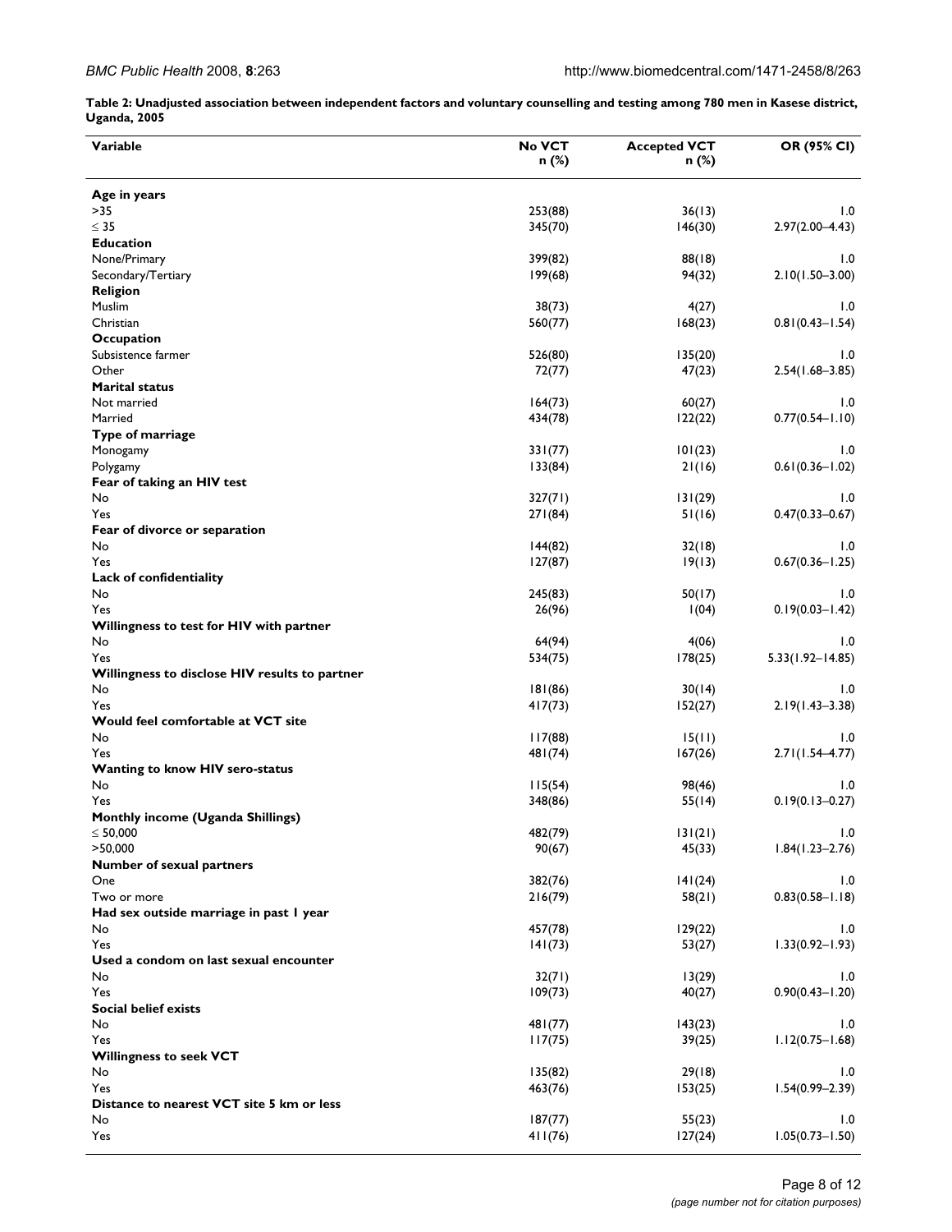**Table 2: Unadjusted association between independent factors and voluntary counselling and testing among 780 men in Kasese district, Uganda, 2005**

| Variable | No VCT n (%) | Accepted VCT n (%) | OR (95% CI) |
|---|---|---|---|
| **Age in years** | | | |
| >35 | 253(88) | 36(13) | 1.0 |
| ≤ 35 | 345(70) | 146(30) | 2.97(2.00–4.43) |
| **Education** | | | |
| None/Primary | 399(82) | 88(18) | 1.0 |
| Secondary/Tertiary | 199(68) | 94(32) | 2.10(1.50–3.00) |
| **Religion** | | | |
| Muslim | 38(73) | 4(27) | 1.0 |
| Christian | 560(77) | 168(23) | 0.81(0.43–1.54) |
| **Occupation** | | | |
| Subsistence farmer | 526(80) | 135(20) | 1.0 |
| Other | 72(77) | 47(23) | 2.54(1.68–3.85) |
| **Marital status** | | | |
| Not married | 164(73) | 60(27) | 1.0 |
| Married | 434(78) | 122(22) | 0.77(0.54–1.10) |
| **Type of marriage** | | | |
| Monogamy | 331(77) | 101(23) | 1.0 |
| Polygamy | 133(84) | 21(16) | 0.61(0.36–1.02) |
| **Fear of taking an HIV test** | | | |
| No | 327(71) | 131(29) | 1.0 |
| Yes | 271(84) | 51(16) | 0.47(0.33–0.67) |
| **Fear of divorce or separation** | | | |
| No | 144(82) | 32(18) | 1.0 |
| Yes | 127(87) | 19(13) | 0.67(0.36–1.25) |
| **Lack of confidentiality** | | | |
| No | 245(83) | 50(17) | 1.0 |
| Yes | 26(96) | 1(04) | 0.19(0.03–1.42) |
| **Willingness to test for HIV with partner** | | | |
| No | 64(94) | 4(06) | 1.0 |
| Yes | 534(75) | 178(25) | 5.33(1.92–14.85) |
| **Willingness to disclose HIV results to partner** | | | |
| No | 181(86) | 30(14) | 1.0 |
| Yes | 417(73) | 152(27) | 2.19(1.43–3.38) |
| **Would feel comfortable at VCT site** | | | |
| No | 117(88) | 15(11) | 1.0 |
| Yes | 481(74) | 167(26) | 2.71(1.54–4.77) |
| **Wanting to know HIV sero-status** | | | |
| No | 115(54) | 98(46) | 1.0 |
| Yes | 348(86) | 55(14) | 0.19(0.13–0.27) |
| **Monthly income (Uganda Shillings)** | | | |
| ≤ 50,000 | 482(79) | 131(21) | 1.0 |
| >50,000 | 90(67) | 45(33) | 1.84(1.23–2.76) |
| **Number of sexual partners** | | | |
| One | 382(76) | 141(24) | 1.0 |
| Two or more | 216(79) | 58(21) | 0.83(0.58–1.18) |
| **Had sex outside marriage in past 1 year** | | | |
| No | 457(78) | 129(22) | 1.0 |
| Yes | 141(73) | 53(27) | 1.33(0.92–1.93) |
| **Used a condom on last sexual encounter** | | | |
| No | 32(71) | 13(29) | 1.0 |
| Yes | 109(73) | 40(27) | 0.90(0.43–1.20) |
| **Social belief exists** | | | |
| No | 481(77) | 143(23) | 1.0 |
| Yes | 117(75) | 39(25) | 1.12(0.75–1.68) |
| **Willingness to seek VCT** | | | |
| No | 135(82) | 29(18) | 1.0 |
| Yes | 463(76) | 153(25) | 1.54(0.99–2.39) |
| **Distance to nearest VCT site 5 km or less** | | | |
| No | 187(77) | 55(23) | 1.0 |
| Yes | 411(76) | 127(24) | 1.05(0.73–1.50) |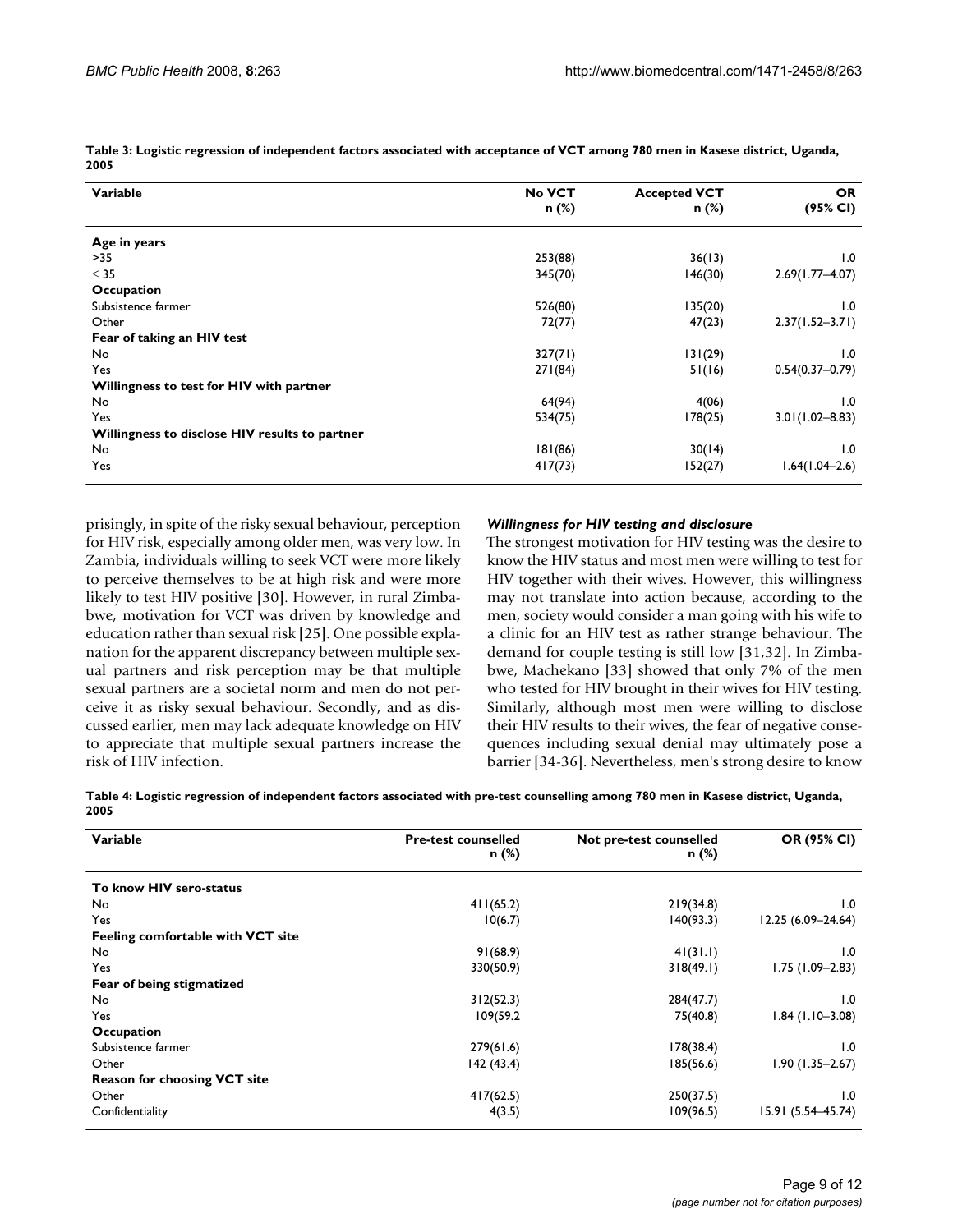**Table 3: Logistic regression of independent factors associated with acceptance of VCT among 780 men in Kasese district, Uganda, 2005**

| Variable | No VCT n (%) | Accepted VCT n (%) | OR (95% CI) |
|---|---|---|---|
| **Age in years** | | | |
| >35 | 253(88) | 36(13) | 1.0 |
| ≤ 35 | 345(70) | 146(30) | 2.69(1.77–4.07) |
| **Occupation** | | | |
| Subsistence farmer | 526(80) | 135(20) | 1.0 |
| Other | 72(77) | 47(23) | 2.37(1.52–3.71) |
| **Fear of taking an HIV test** | | | |
| No | 327(71) | 131(29) | 1.0 |
| Yes | 271(84) | 51(16) | 0.54(0.37–0.79) |
| **Willingness to test for HIV with partner** | | | |
| No | 64(94) | 4(06) | 1.0 |
| Yes | 534(75) | 178(25) | 3.01(1.02–8.83) |
| **Willingness to disclose HIV results to partner** | | | |
| No | 181(86) | 30(14) | 1.0 |
| Yes | 417(73) | 152(27) | 1.64(1.04–2.6) |

prisingly, in spite of the risky sexual behaviour, perception for HIV risk, especially among older men, was very low. In Zambia, individuals willing to seek VCT were more likely to perceive themselves to be at high risk and were more likely to test HIV positive [30]. However, in rural Zimbabwe, motivation for VCT was driven by knowledge and education rather than sexual risk [25]. One possible explanation for the apparent discrepancy between multiple sexual partners and risk perception may be that multiple sexual partners are a societal norm and men do not perceive it as risky sexual behaviour. Secondly, and as discussed earlier, men may lack adequate knowledge on HIV to appreciate that multiple sexual partners increase the risk of HIV infection.

#### *Willingness for HIV testing and disclosure*

The strongest motivation for HIV testing was the desire to know the HIV status and most men were willing to test for HIV together with their wives. However, this willingness may not translate into action because, according to the men, society would consider a man going with his wife to a clinic for an HIV test as rather strange behaviour. The demand for couple testing is still low [31,32]. In Zimbabwe, Machekano [33] showed that only 7% of the men who tested for HIV brought in their wives for HIV testing. Similarly, although most men were willing to disclose their HIV results to their wives, the fear of negative consequences including sexual denial may ultimately pose a barrier [34-36]. Nevertheless, men's strong desire to know

**Table 4: Logistic regression of independent factors associated with pre-test counselling among 780 men in Kasese district, Uganda, 2005**

| Variable | Pre-test counselled n (%) | Not pre-test counselled n (%) | OR (95% CI) |
|---|---|---|---|
| **To know HIV sero-status** | | | |
| No | 411(65.2) | 219(34.8) | 1.0 |
| Yes | 10(6.7) | 140(93.3) | 12.25 (6.09–24.64) |
| **Feeling comfortable with VCT site** | | | |
| No | 91(68.9) | 41(31.1) | 1.0 |
| Yes | 330(50.9) | 318(49.1) | 1.75 (1.09–2.83) |
| **Fear of being stigmatized** | | | |
| No | 312(52.3) | 284(47.7) | 1.0 |
| Yes | 109(59.2 | 75(40.8) | 1.84 (1.10–3.08) |
| **Occupation** | | | |
| Subsistence farmer | 279(61.6) | 178(38.4) | 1.0 |
| Other | 142 (43.4) | 185(56.6) | 1.90 (1.35–2.67) |
| **Reason for choosing VCT site** | | | |
| Other | 417(62.5) | 250(37.5) | 1.0 |
| Confidentiality | 4(3.5) | 109(96.5) | 15.91 (5.54–45.74) |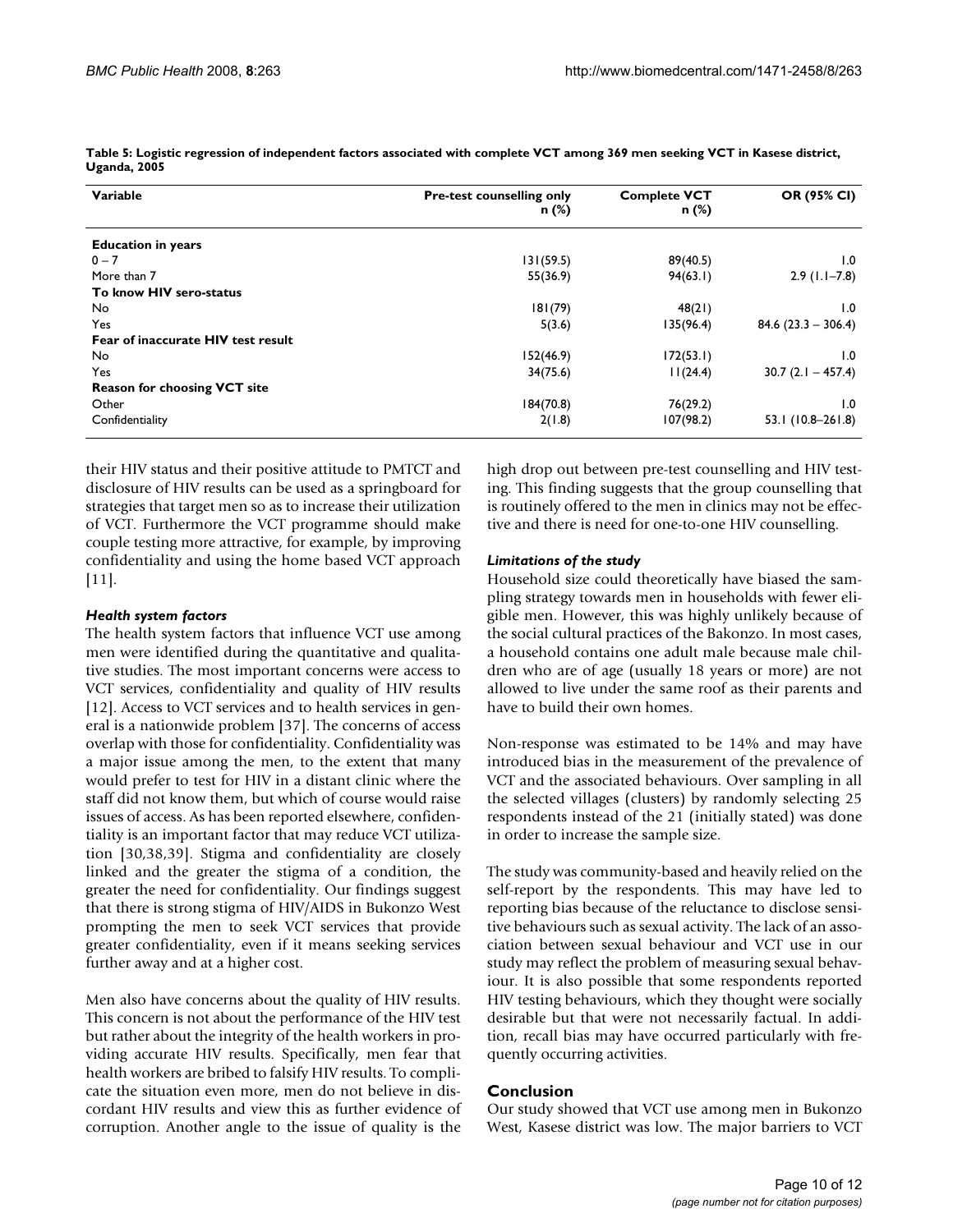**Table 5: Logistic regression of independent factors associated with complete VCT among 369 men seeking VCT in Kasese district, Uganda, 2005**

| Variable | Pre-test counselling only n (%) | Complete VCT n (%) | OR (95% CI) |
|---|---|---|---|
| **Education in years** | | | |
| 0 – 7 | 131(59.5) | 89(40.5) | 1.0 |
| More than 7 | 55(36.9) | 94(63.1) | 2.9 (1.1–7.8) |
| **To know HIV sero-status** | | | |
| No | 181(79) | 48(21) | 1.0 |
| Yes | 5(3.6) | 135(96.4) | 84.6 (23.3 – 306.4) |
| **Fear of inaccurate HIV test result** | | | |
| No | 152(46.9) | 172(53.1) | 1.0 |
| Yes | 34(75.6) | 11(24.4) | 30.7 (2.1 – 457.4) |
| **Reason for choosing VCT site** | | | |
| Other | 184(70.8) | 76(29.2) | 1.0 |
| Confidentiality | 2(1.8) | 107(98.2) | 53.1 (10.8–261.8) |

their HIV status and their positive attitude to PMTCT and disclosure of HIV results can be used as a springboard for strategies that target men so as to increase their utilization of VCT. Furthermore the VCT programme should make couple testing more attractive, for example, by improving confidentiality and using the home based VCT approach [11].

### *Health system factors*

The health system factors that influence VCT use among men were identified during the quantitative and qualitative studies. The most important concerns were access to VCT services, confidentiality and quality of HIV results [12]. Access to VCT services and to health services in general is a nationwide problem [37]. The concerns of access overlap with those for confidentiality. Confidentiality was a major issue among the men, to the extent that many would prefer to test for HIV in a distant clinic where the staff did not know them, but which of course would raise issues of access. As has been reported elsewhere, confidentiality is an important factor that may reduce VCT utilization [30,38,39]. Stigma and confidentiality are closely linked and the greater the stigma of a condition, the greater the need for confidentiality. Our findings suggest that there is strong stigma of HIV/AIDS in Bukonzo West prompting the men to seek VCT services that provide greater confidentiality, even if it means seeking services further away and at a higher cost.

Men also have concerns about the quality of HIV results. This concern is not about the performance of the HIV test but rather about the integrity of the health workers in providing accurate HIV results. Specifically, men fear that health workers are bribed to falsify HIV results. To complicate the situation even more, men do not believe in discordant HIV results and view this as further evidence of corruption. Another angle to the issue of quality is the high drop out between pre-test counselling and HIV testing. This finding suggests that the group counselling that is routinely offered to the men in clinics may not be effective and there is need for one-to-one HIV counselling.

### *Limitations of the study*

Household size could theoretically have biased the sampling strategy towards men in households with fewer eligible men. However, this was highly unlikely because of the social cultural practices of the Bakonzo. In most cases, a household contains one adult male because male children who are of age (usually 18 years or more) are not allowed to live under the same roof as their parents and have to build their own homes.

Non-response was estimated to be 14% and may have introduced bias in the measurement of the prevalence of VCT and the associated behaviours. Over sampling in all the selected villages (clusters) by randomly selecting 25 respondents instead of the 21 (initially stated) was done in order to increase the sample size.

The study was community-based and heavily relied on the self-report by the respondents. This may have led to reporting bias because of the reluctance to disclose sensitive behaviours such as sexual activity. The lack of an association between sexual behaviour and VCT use in our study may reflect the problem of measuring sexual behaviour. It is also possible that some respondents reported HIV testing behaviours, which they thought were socially desirable but that were not necessarily factual. In addition, recall bias may have occurred particularly with frequently occurring activities.

## Conclusion

Our study showed that VCT use among men in Bukonzo West, Kasese district was low. The major barriers to VCT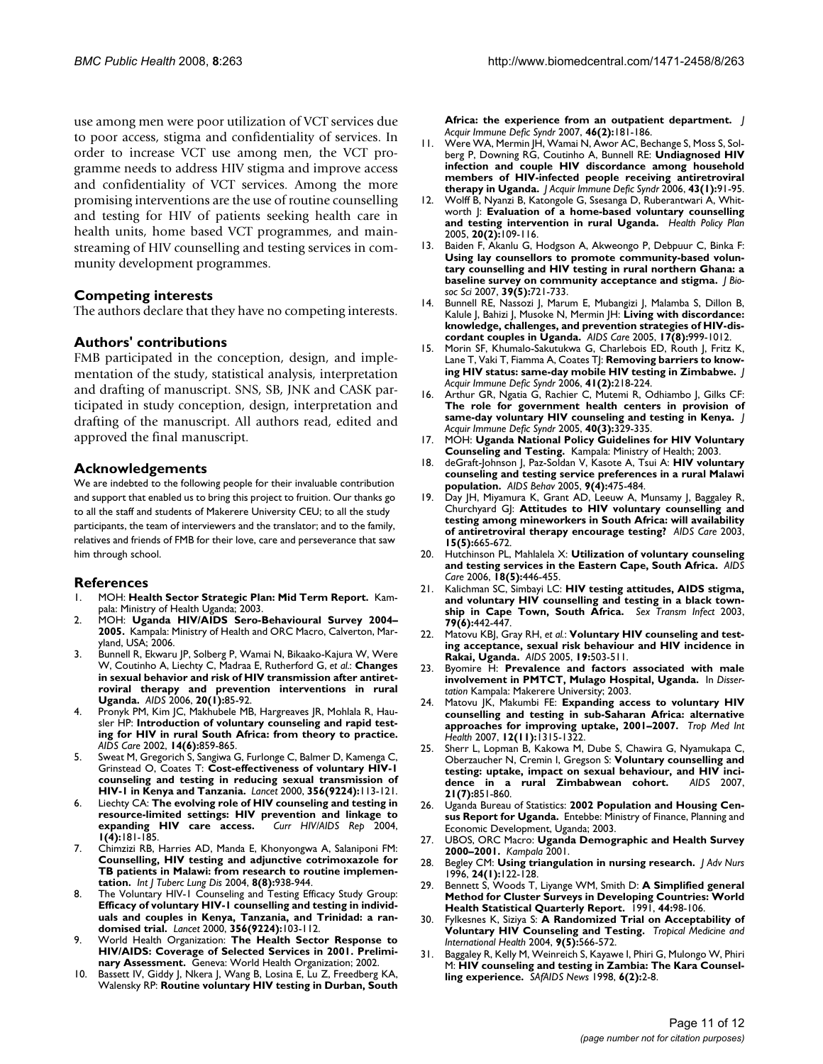use among men were poor utilization of VCT services due to poor access, stigma and confidentiality of services. In order to increase VCT use among men, the VCT programme needs to address HIV stigma and improve access and confidentiality of VCT services. Among the more promising interventions are the use of routine counselling and testing for HIV of patients seeking health care in health units, home based VCT programmes, and mainstreaming of HIV counselling and testing services in community development programmes.

## Competing interests

The authors declare that they have no competing interests.

## Authors' contributions

FMB participated in the conception, design, and implementation of the study, statistical analysis, interpretation and drafting of manuscript. SNS, SB, JNK and CASK participated in study conception, design, interpretation and drafting of the manuscript. All authors read, edited and approved the final manuscript.

## Acknowledgements

We are indebted to the following people for their invaluable contribution and support that enabled us to bring this project to fruition. Our thanks go to all the staff and students of Makerere University CEU; to all the study participants, the team of interviewers and the translator; and to the family, relatives and friends of FMB for their love, care and perseverance that saw him through school.

## References

1. MOH: **Health Sector Strategic Plan: Mid Term Report.** Kampala: Ministry of Health Uganda; 2003.
2. MOH: **Uganda HIV/AIDS Sero-Behavioural Survey 2004–2005.** Kampala: Ministry of Health and ORC Macro, Calverton, Maryland, USA; 2006.
3. Bunnell R, Ekwaru JP, Solberg P, Wamai N, Bikaako-Kajura W, Were W, Coutinho A, Liechty C, Madraa E, Rutherford G, *et al.*: **Changes in sexual behavior and risk of HIV transmission after antiretroviral therapy and prevention interventions in rural Uganda.** *AIDS* 2006, **20(1):**85-92.
4. Pronyk PM, Kim JC, Makhubele MB, Hargreaves JR, Mohlala R, Hausler HP: **Introduction of voluntary counseling and rapid testing for HIV in rural South Africa: from theory to practice.** *AIDS Care* 2002, **14(6):**859-865.
5. Sweat M, Gregorich S, Sangiwa G, Furlonge C, Balmer D, Kamenga C, Grinstead O, Coates T: **Cost-effectiveness of voluntary HIV-1 counseling and testing in reducing sexual transmission of HIV-1 in Kenya and Tanzania.** *Lancet* 2000, **356(9224):**113-121.
6. Liechty CA: **The evolving role of HIV counseling and testing in resource-limited settings: HIV prevention and linkage to expanding HIV care access.** *Curr HIV/AIDS Rep* 2004, **1(4):**181-185.
7. Chimzizi RB, Harries AD, Manda E, Khonyongwa A, Salaniponi FM: **Counselling, HIV testing and adjunctive cotrimoxazole for TB patients in Malawi: from research to routine implementation.** *Int J Tuberc Lung Dis* 2004, **8(8):**938-944.
8. The Voluntary HIV-1 Counseling and Testing Efficacy Study Group: **Efficacy of voluntary HIV-1 counselling and testing in individuals and couples in Kenya, Tanzania, and Trinidad: a randomised trial.** *Lancet* 2000, **356(9224):**103-112.
9. World Health Organization: **The Health Sector Response to HIV/AIDS: Coverage of Selected Services in 2001. Preliminary Assessment.** Geneva: World Health Organization; 2002.
10. Bassett IV, Giddy J, Nkera J, Wang B, Losina E, Lu Z, Freedberg KA, Walensky RP: **Routine voluntary HIV testing in Durban, South Africa: the experience from an outpatient department.** *J Acquir Immune Defic Syndr* 2007, **46(2):**181-186.
11. Were WA, Mermin JH, Wamai N, Awor AC, Bechange S, Moss S, Solberg P, Downing RG, Coutinho A, Bunnell RE: **Undiagnosed HIV infection and couple HIV discordance among household members of HIV-infected people receiving antiretroviral therapy in Uganda.** *J Acquir Immune Defic Syndr* 2006, **43(1):**91-95.
12. Wolff B, Nyanzi B, Katongole G, Ssesanga D, Ruberantwari A, Whitworth J: **Evaluation of a home-based voluntary counselling and testing intervention in rural Uganda.** *Health Policy Plan* 2005, **20(2):**109-116.
13. Baiden F, Akanlu G, Hodgson A, Akweongo P, Debpuur C, Binka F: **Using lay counsellors to promote community-based voluntary counselling and HIV testing in rural northern Ghana: a baseline survey on community acceptance and stigma.** *J Biosoc Sci* 2007, **39(5):**721-733.
14. Bunnell RE, Nassozi J, Marum E, Mubangizi J, Malamba S, Dillon B, Kalule J, Bahizi J, Musoke N, Mermin JH: **Living with discordance: knowledge, challenges, and prevention strategies of HIV-discordant couples in Uganda.** *AIDS Care* 2005, **17(8):**999-1012.
15. Morin SF, Khumalo-Sakutukwa G, Charlebois ED, Routh J, Fritz K, Lane T, Vaki T, Fiamma A, Coates TJ: **Removing barriers to knowing HIV status: same-day mobile HIV testing in Zimbabwe.** *J Acquir Immune Defic Syndr* 2006, **41(2):**218-224.
16. Arthur GR, Ngatia G, Rachier C, Mutemi R, Odhiambo J, Gilks CF: **The role for government health centers in provision of same-day voluntary HIV counseling and testing in Kenya.** *J Acquir Immune Defic Syndr* 2005, **40(3):**329-335.
17. MOH: **Uganda National Policy Guidelines for HIV Voluntary Counseling and Testing.** Kampala: Ministry of Health; 2003.
18. deGraft-Johnson J, Paz-Soldan V, Kasote A, Tsui A: **HIV voluntary counseling and testing service preferences in a rural Malawi population.** *AIDS Behav* 2005, **9(4):**475-484.
19. Day JH, Miyamura K, Grant AD, Leeuw A, Munsamy J, Baggaley R, Churchyard GJ: **Attitudes to HIV voluntary counselling and testing among mineworkers in South Africa: will availability of antiretroviral therapy encourage testing?** *AIDS Care* 2003, **15(5):**665-672.
20. Hutchinson PL, Mahlalela X: **Utilization of voluntary counseling and testing services in the Eastern Cape, South Africa.** *AIDS Care* 2006, **18(5):**446-455.
21. Kalichman SC, Simbayi LC: **HIV testing attitudes, AIDS stigma, and voluntary HIV counselling and testing in a black township in Cape Town, South Africa.** *Sex Transm Infect* 2003, **79(6):**442-447.
22. Matovu KBJ, Gray RH, *et al.*: **Voluntary HIV counseling and testing acceptance, sexual risk behaviour and HIV incidence in Rakai, Uganda.** *AIDS* 2005, **19:**503-511.
23. Byomire H: **Prevalence and factors associated with male involvement in PMTCT, Mulago Hospital, Uganda.** In *Dissertation* Kampala: Makerere University; 2003.
24. Matovu JK, Makumbi FE: **Expanding access to voluntary HIV counselling and testing in sub-Saharan Africa: alternative approaches for improving uptake, 2001–2007.** *Trop Med Int Health* 2007, **12(11):**1315-1322.
25. Sherr L, Lopman B, Kakowa M, Dube S, Chawira G, Nyamukapa C, Oberzaucher N, Cremin I, Gregson S: **Voluntary counselling and testing: uptake, impact on sexual behaviour, and HIV incidence in a rural Zimbabwean cohort.** *AIDS* 2007, **21(7):**851-860.
26. Uganda Bureau of Statistics: **2002 Population and Housing Census Report for Uganda.** Entebbe: Ministry of Finance, Planning and Economic Development, Uganda; 2003.
27. UBOS, ORC Macro: **Uganda Demographic and Health Survey 2000–2001.** *Kampala* 2001.
28. Begley CM: **Using triangulation in nursing research.** *J Adv Nurs* 1996, **24(1):**122-128.
29. Bennett S, Woods T, Liyange WM, Smith D: **A Simplified general Method for Cluster Surveys in Developing Countries: World Health Statistical Quarterly Report.** 1991, **44:**98-106.
30. Fylkesnes K, Siziya S: **A Randomized Trial on Acceptability of Voluntary HIV Counseling and Testing.** *Tropical Medicine and International Health* 2004, **9(5):**566-572.
31. Baggaley R, Kelly M, Weinreich S, Kayawe I, Phiri G, Mulongo W, Phiri M: **HIV counseling and testing in Zambia: The Kara Counselling experience.** *SAfAIDS News* 1998, **6(2):**2-8.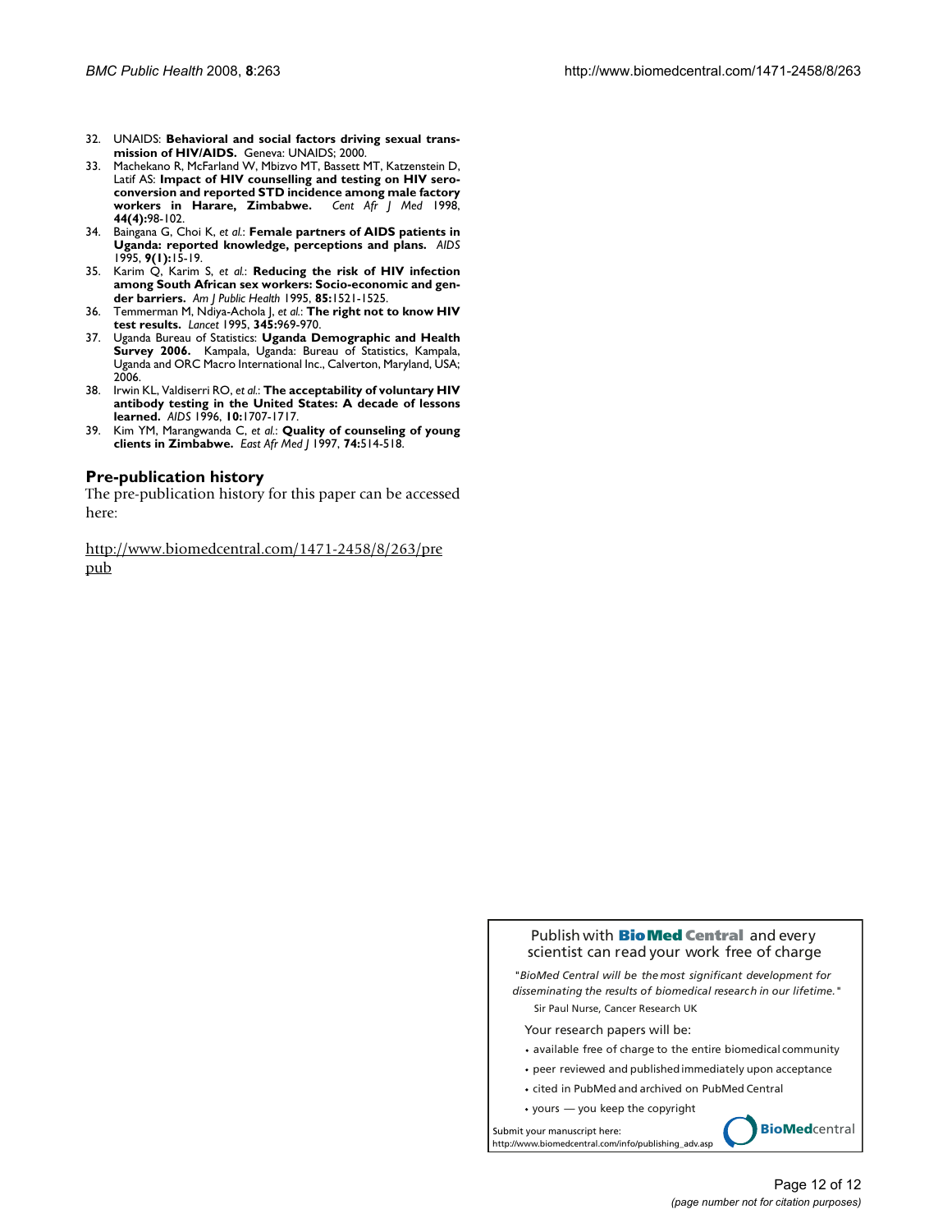32. UNAIDS: **Behavioral and social factors driving sexual transmission of HIV/AIDS.** Geneva: UNAIDS; 2000.
33. Machekano R, McFarland W, Mbizvo MT, Bassett MT, Katzenstein D, Latif AS: **Impact of HIV counselling and testing on HIV seroconversion and reported STD incidence among male factory workers in Harare, Zimbabwe.** *Cent Afr J Med* 1998, **44(4):**98-102.
34. Baingana G, Choi K, *et al.*: **Female partners of AIDS patients in Uganda: reported knowledge, perceptions and plans.** *AIDS* 1995, **9(1):**15-19.
35. Karim Q, Karim S, *et al.*: **Reducing the risk of HIV infection among South African sex workers: Socio-economic and gender barriers.** *Am J Public Health* 1995, **85:**1521-1525.
36. Temmerman M, Ndiya-Achola J, *et al.*: **The right not to know HIV test results.** *Lancet* 1995, **345:**969-970.
37. Uganda Bureau of Statistics: **Uganda Demographic and Health Survey 2006.** Kampala, Uganda: Bureau of Statistics, Kampala, Uganda and ORC Macro International Inc., Calverton, Maryland, USA; 2006.
38. Irwin KL, Valdiserri RO, *et al.*: **The acceptability of voluntary HIV antibody testing in the United States: A decade of lessons learned.** *AIDS* 1996, **10:**1707-1717.
39. Kim YM, Marangwanda C, *et al.*: **Quality of counseling of young clients in Zimbabwe.** *East Afr Med J* 1997, **74:**514-518.

## Pre-publication history

The pre-publication history for this paper can be accessed here:

http://www.biomedcentral.com/1471-2458/8/263/prepub

Publish with **BioMed Central** and every scientist can read your work free of charge

*"BioMed Central will be the most significant development for disseminating the results of biomedical research in our lifetime."*

Sir Paul Nurse, Cancer Research UK

Your research papers will be:

- available free of charge to the entire biomedical community
- peer reviewed and published immediately upon acceptance
- cited in PubMed and archived on PubMed Central
- yours — you keep the copyright

Submit your manuscript here:
http://www.biomedcentral.com/info/publishing_adv.asp

**BioMed**central